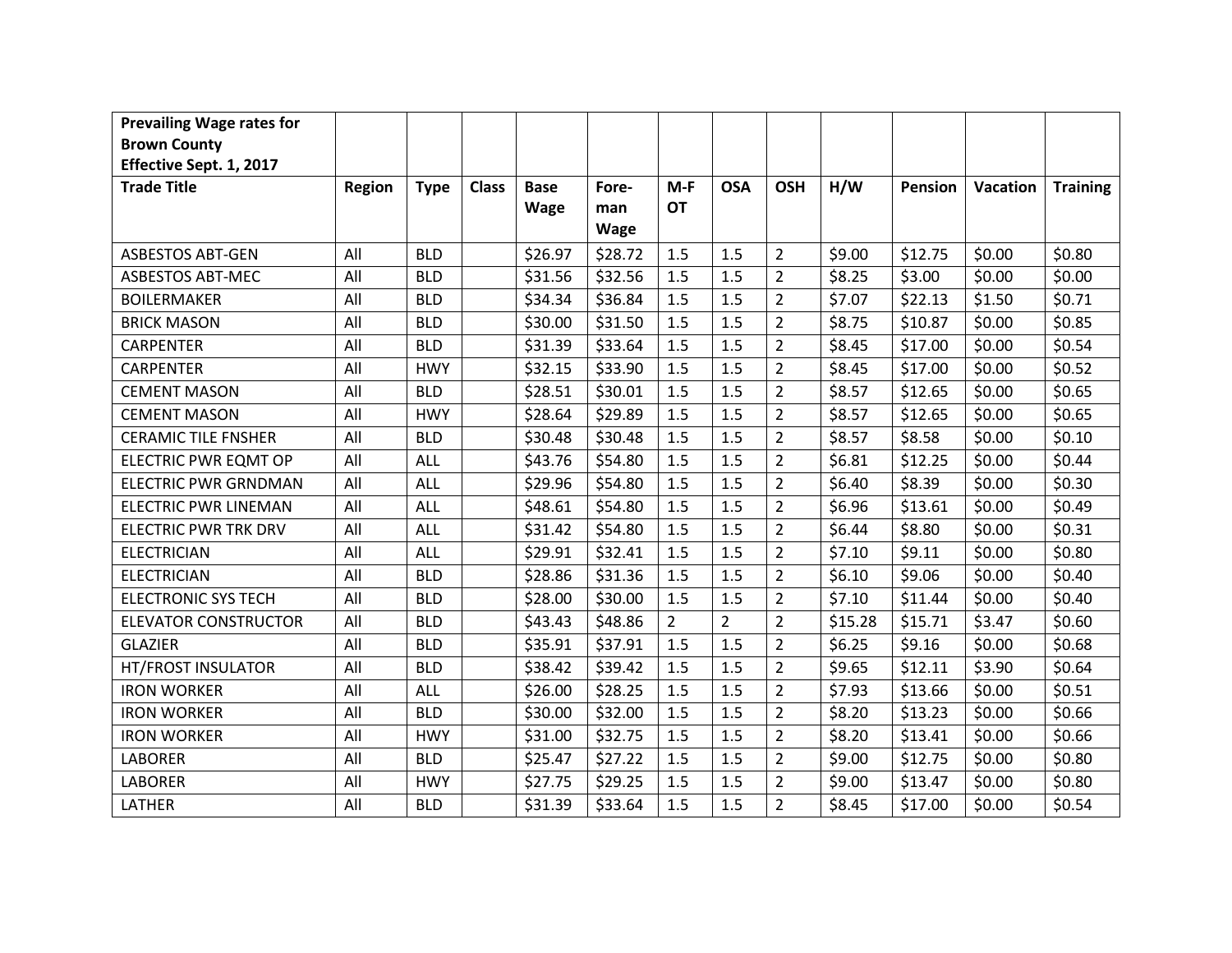| Prevailing Wage rates for Brown County Effective Sept. 1, 2017 | | | | | | | | | | | | |
|---|---|---|---|---|---|---|---|---|---|---|---|---|
| **Trade Title** | **Region** | **Type** | **Class** | **Base Wage** | **Fore-man Wage** | **M-F OT** | **OSA** | **OSH** | **H/W** | **Pension** | **Vacation** | **Training** |
| ASBESTOS ABT-GEN | All | BLD | | $26.97 | $28.72 | 1.5 | 1.5 | 2 | $9.00 | $12.75 | $0.00 | $0.80 |
| ASBESTOS ABT-MEC | All | BLD | | $31.56 | $32.56 | 1.5 | 1.5 | 2 | $8.25 | $3.00 | $0.00 | $0.00 |
| BOILERMAKER | All | BLD | | $34.34 | $36.84 | 1.5 | 1.5 | 2 | $7.07 | $22.13 | $1.50 | $0.71 |
| BRICK MASON | All | BLD | | $30.00 | $31.50 | 1.5 | 1.5 | 2 | $8.75 | $10.87 | $0.00 | $0.85 |
| CARPENTER | All | BLD | | $31.39 | $33.64 | 1.5 | 1.5 | 2 | $8.45 | $17.00 | $0.00 | $0.54 |
| CARPENTER | All | HWY | | $32.15 | $33.90 | 1.5 | 1.5 | 2 | $8.45 | $17.00 | $0.00 | $0.52 |
| CEMENT MASON | All | BLD | | $28.51 | $30.01 | 1.5 | 1.5 | 2 | $8.57 | $12.65 | $0.00 | $0.65 |
| CEMENT MASON | All | HWY | | $28.64 | $29.89 | 1.5 | 1.5 | 2 | $8.57 | $12.65 | $0.00 | $0.65 |
| CERAMIC TILE FNSHER | All | BLD | | $30.48 | $30.48 | 1.5 | 1.5 | 2 | $8.57 | $8.58 | $0.00 | $0.10 |
| ELECTRIC PWR EQMT OP | All | ALL | | $43.76 | $54.80 | 1.5 | 1.5 | 2 | $6.81 | $12.25 | $0.00 | $0.44 |
| ELECTRIC PWR GRNDMAN | All | ALL | | $29.96 | $54.80 | 1.5 | 1.5 | 2 | $6.40 | $8.39 | $0.00 | $0.30 |
| ELECTRIC PWR LINEMAN | All | ALL | | $48.61 | $54.80 | 1.5 | 1.5 | 2 | $6.96 | $13.61 | $0.00 | $0.49 |
| ELECTRIC PWR TRK DRV | All | ALL | | $31.42 | $54.80 | 1.5 | 1.5 | 2 | $6.44 | $8.80 | $0.00 | $0.31 |
| ELECTRICIAN | All | ALL | | $29.91 | $32.41 | 1.5 | 1.5 | 2 | $7.10 | $9.11 | $0.00 | $0.80 |
| ELECTRICIAN | All | BLD | | $28.86 | $31.36 | 1.5 | 1.5 | 2 | $6.10 | $9.06 | $0.00 | $0.40 |
| ELECTRONIC SYS TECH | All | BLD | | $28.00 | $30.00 | 1.5 | 1.5 | 2 | $7.10 | $11.44 | $0.00 | $0.40 |
| ELEVATOR CONSTRUCTOR | All | BLD | | $43.43 | $48.86 | 2 | 2 | 2 | $15.28 | $15.71 | $3.47 | $0.60 |
| GLAZIER | All | BLD | | $35.91 | $37.91 | 1.5 | 1.5 | 2 | $6.25 | $9.16 | $0.00 | $0.68 |
| HT/FROST INSULATOR | All | BLD | | $38.42 | $39.42 | 1.5 | 1.5 | 2 | $9.65 | $12.11 | $3.90 | $0.64 |
| IRON WORKER | All | ALL | | $26.00 | $28.25 | 1.5 | 1.5 | 2 | $7.93 | $13.66 | $0.00 | $0.51 |
| IRON WORKER | All | BLD | | $30.00 | $32.00 | 1.5 | 1.5 | 2 | $8.20 | $13.23 | $0.00 | $0.66 |
| IRON WORKER | All | HWY | | $31.00 | $32.75 | 1.5 | 1.5 | 2 | $8.20 | $13.41 | $0.00 | $0.66 |
| LABORER | All | BLD | | $25.47 | $27.22 | 1.5 | 1.5 | 2 | $9.00 | $12.75 | $0.00 | $0.80 |
| LABORER | All | HWY | | $27.75 | $29.25 | 1.5 | 1.5 | 2 | $9.00 | $13.47 | $0.00 | $0.80 |
| LATHER | All | BLD | | $31.39 | $33.64 | 1.5 | 1.5 | 2 | $8.45 | $17.00 | $0.00 | $0.54 |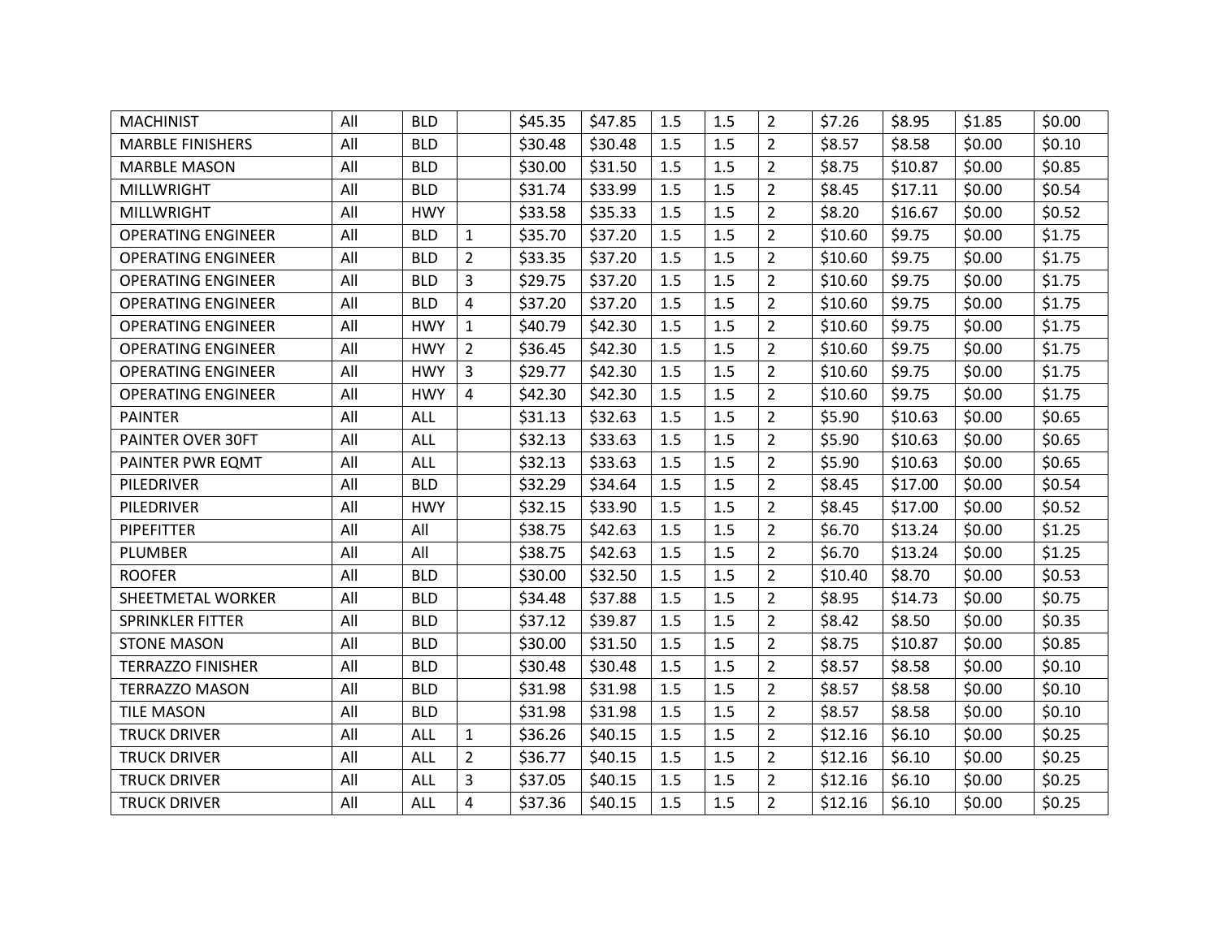| | | | | | | | | | | | | |
|---|---|---|---|---|---|---|---|---|---|---|---|---|
| MACHINIST | All | BLD | | $45.35 | $47.85 | 1.5 | 1.5 | 2 | $7.26 | $8.95 | $1.85 | $0.00 |
| MARBLE FINISHERS | All | BLD | | $30.48 | $30.48 | 1.5 | 1.5 | 2 | $8.57 | $8.58 | $0.00 | $0.10 |
| MARBLE MASON | All | BLD | | $30.00 | $31.50 | 1.5 | 1.5 | 2 | $8.75 | $10.87 | $0.00 | $0.85 |
| MILLWRIGHT | All | BLD | | $31.74 | $33.99 | 1.5 | 1.5 | 2 | $8.45 | $17.11 | $0.00 | $0.54 |
| MILLWRIGHT | All | HWY | | $33.58 | $35.33 | 1.5 | 1.5 | 2 | $8.20 | $16.67 | $0.00 | $0.52 |
| OPERATING ENGINEER | All | BLD | 1 | $35.70 | $37.20 | 1.5 | 1.5 | 2 | $10.60 | $9.75 | $0.00 | $1.75 |
| OPERATING ENGINEER | All | BLD | 2 | $33.35 | $37.20 | 1.5 | 1.5 | 2 | $10.60 | $9.75 | $0.00 | $1.75 |
| OPERATING ENGINEER | All | BLD | 3 | $29.75 | $37.20 | 1.5 | 1.5 | 2 | $10.60 | $9.75 | $0.00 | $1.75 |
| OPERATING ENGINEER | All | BLD | 4 | $37.20 | $37.20 | 1.5 | 1.5 | 2 | $10.60 | $9.75 | $0.00 | $1.75 |
| OPERATING ENGINEER | All | HWY | 1 | $40.79 | $42.30 | 1.5 | 1.5 | 2 | $10.60 | $9.75 | $0.00 | $1.75 |
| OPERATING ENGINEER | All | HWY | 2 | $36.45 | $42.30 | 1.5 | 1.5 | 2 | $10.60 | $9.75 | $0.00 | $1.75 |
| OPERATING ENGINEER | All | HWY | 3 | $29.77 | $42.30 | 1.5 | 1.5 | 2 | $10.60 | $9.75 | $0.00 | $1.75 |
| OPERATING ENGINEER | All | HWY | 4 | $42.30 | $42.30 | 1.5 | 1.5 | 2 | $10.60 | $9.75 | $0.00 | $1.75 |
| PAINTER | All | ALL | | $31.13 | $32.63 | 1.5 | 1.5 | 2 | $5.90 | $10.63 | $0.00 | $0.65 |
| PAINTER OVER 30FT | All | ALL | | $32.13 | $33.63 | 1.5 | 1.5 | 2 | $5.90 | $10.63 | $0.00 | $0.65 |
| PAINTER PWR EQMT | All | ALL | | $32.13 | $33.63 | 1.5 | 1.5 | 2 | $5.90 | $10.63 | $0.00 | $0.65 |
| PILEDRIVER | All | BLD | | $32.29 | $34.64 | 1.5 | 1.5 | 2 | $8.45 | $17.00 | $0.00 | $0.54 |
| PILEDRIVER | All | HWY | | $32.15 | $33.90 | 1.5 | 1.5 | 2 | $8.45 | $17.00 | $0.00 | $0.52 |
| PIPEFITTER | All | All | | $38.75 | $42.63 | 1.5 | 1.5 | 2 | $6.70 | $13.24 | $0.00 | $1.25 |
| PLUMBER | All | All | | $38.75 | $42.63 | 1.5 | 1.5 | 2 | $6.70 | $13.24 | $0.00 | $1.25 |
| ROOFER | All | BLD | | $30.00 | $32.50 | 1.5 | 1.5 | 2 | $10.40 | $8.70 | $0.00 | $0.53 |
| SHEETMETAL WORKER | All | BLD | | $34.48 | $37.88 | 1.5 | 1.5 | 2 | $8.95 | $14.73 | $0.00 | $0.75 |
| SPRINKLER FITTER | All | BLD | | $37.12 | $39.87 | 1.5 | 1.5 | 2 | $8.42 | $8.50 | $0.00 | $0.35 |
| STONE MASON | All | BLD | | $30.00 | $31.50 | 1.5 | 1.5 | 2 | $8.75 | $10.87 | $0.00 | $0.85 |
| TERRAZZO FINISHER | All | BLD | | $30.48 | $30.48 | 1.5 | 1.5 | 2 | $8.57 | $8.58 | $0.00 | $0.10 |
| TERRAZZO MASON | All | BLD | | $31.98 | $31.98 | 1.5 | 1.5 | 2 | $8.57 | $8.58 | $0.00 | $0.10 |
| TILE MASON | All | BLD | | $31.98 | $31.98 | 1.5 | 1.5 | 2 | $8.57 | $8.58 | $0.00 | $0.10 |
| TRUCK DRIVER | All | ALL | 1 | $36.26 | $40.15 | 1.5 | 1.5 | 2 | $12.16 | $6.10 | $0.00 | $0.25 |
| TRUCK DRIVER | All | ALL | 2 | $36.77 | $40.15 | 1.5 | 1.5 | 2 | $12.16 | $6.10 | $0.00 | $0.25 |
| TRUCK DRIVER | All | ALL | 3 | $37.05 | $40.15 | 1.5 | 1.5 | 2 | $12.16 | $6.10 | $0.00 | $0.25 |
| TRUCK DRIVER | All | ALL | 4 | $37.36 | $40.15 | 1.5 | 1.5 | 2 | $12.16 | $6.10 | $0.00 | $0.25 |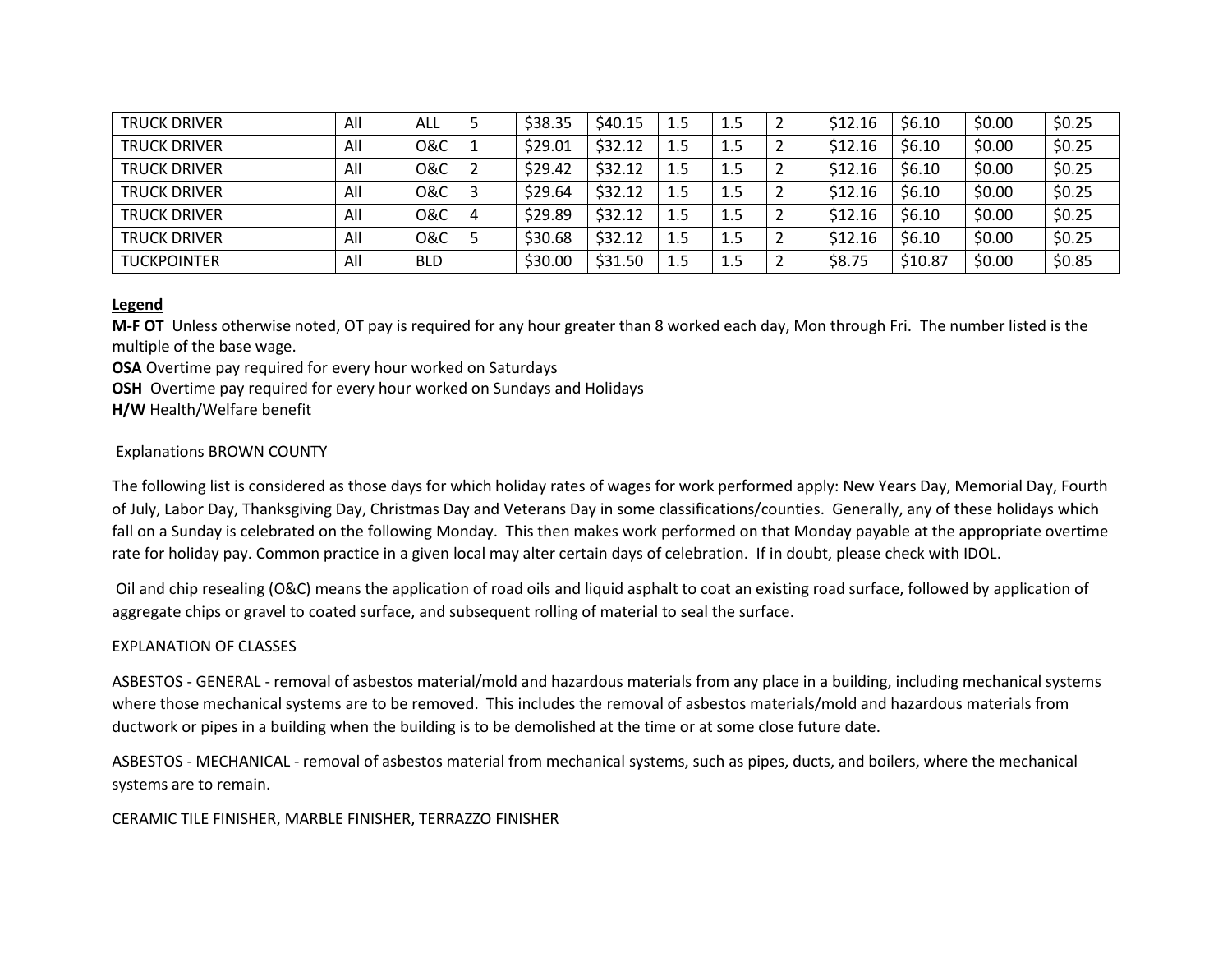| TRUCK DRIVER | All | ALL | 5 | $38.35 | $40.15 | 1.5 | 1.5 | 2 | $12.16 | $6.10 | $0.00 | $0.25 |
|---|---|---|---|---|---|---|---|---|---|---|---|---|
| TRUCK DRIVER | All | O&C | 1 | $29.01 | $32.12 | 1.5 | 1.5 | 2 | $12.16 | $6.10 | $0.00 | $0.25 |
| TRUCK DRIVER | All | O&C | 2 | $29.42 | $32.12 | 1.5 | 1.5 | 2 | $12.16 | $6.10 | $0.00 | $0.25 |
| TRUCK DRIVER | All | O&C | 3 | $29.64 | $32.12 | 1.5 | 1.5 | 2 | $12.16 | $6.10 | $0.00 | $0.25 |
| TRUCK DRIVER | All | O&C | 4 | $29.89 | $32.12 | 1.5 | 1.5 | 2 | $12.16 | $6.10 | $0.00 | $0.25 |
| TRUCK DRIVER | All | O&C | 5 | $30.68 | $32.12 | 1.5 | 1.5 | 2 | $12.16 | $6.10 | $0.00 | $0.25 |
| TUCKPOINTER | All | BLD | | $30.00 | $31.50 | 1.5 | 1.5 | 2 | $8.75 | $10.87 | $0.00 | $0.85 |

**Legend**

**M-F OT** Unless otherwise noted, OT pay is required for any hour greater than 8 worked each day, Mon through Fri. The number listed is the multiple of the base wage.

**OSA** Overtime pay required for every hour worked on Saturdays

**OSH** Overtime pay required for every hour worked on Sundays and Holidays

**H/W** Health/Welfare benefit

Explanations BROWN COUNTY

The following list is considered as those days for which holiday rates of wages for work performed apply: New Years Day, Memorial Day, Fourth of July, Labor Day, Thanksgiving Day, Christmas Day and Veterans Day in some classifications/counties. Generally, any of these holidays which fall on a Sunday is celebrated on the following Monday. This then makes work performed on that Monday payable at the appropriate overtime rate for holiday pay. Common practice in a given local may alter certain days of celebration. If in doubt, please check with IDOL.

Oil and chip resealing (O&C) means the application of road oils and liquid asphalt to coat an existing road surface, followed by application of aggregate chips or gravel to coated surface, and subsequent rolling of material to seal the surface.

EXPLANATION OF CLASSES

ASBESTOS - GENERAL - removal of asbestos material/mold and hazardous materials from any place in a building, including mechanical systems where those mechanical systems are to be removed. This includes the removal of asbestos materials/mold and hazardous materials from ductwork or pipes in a building when the building is to be demolished at the time or at some close future date.

ASBESTOS - MECHANICAL - removal of asbestos material from mechanical systems, such as pipes, ducts, and boilers, where the mechanical systems are to remain.

CERAMIC TILE FINISHER, MARBLE FINISHER, TERRAZZO FINISHER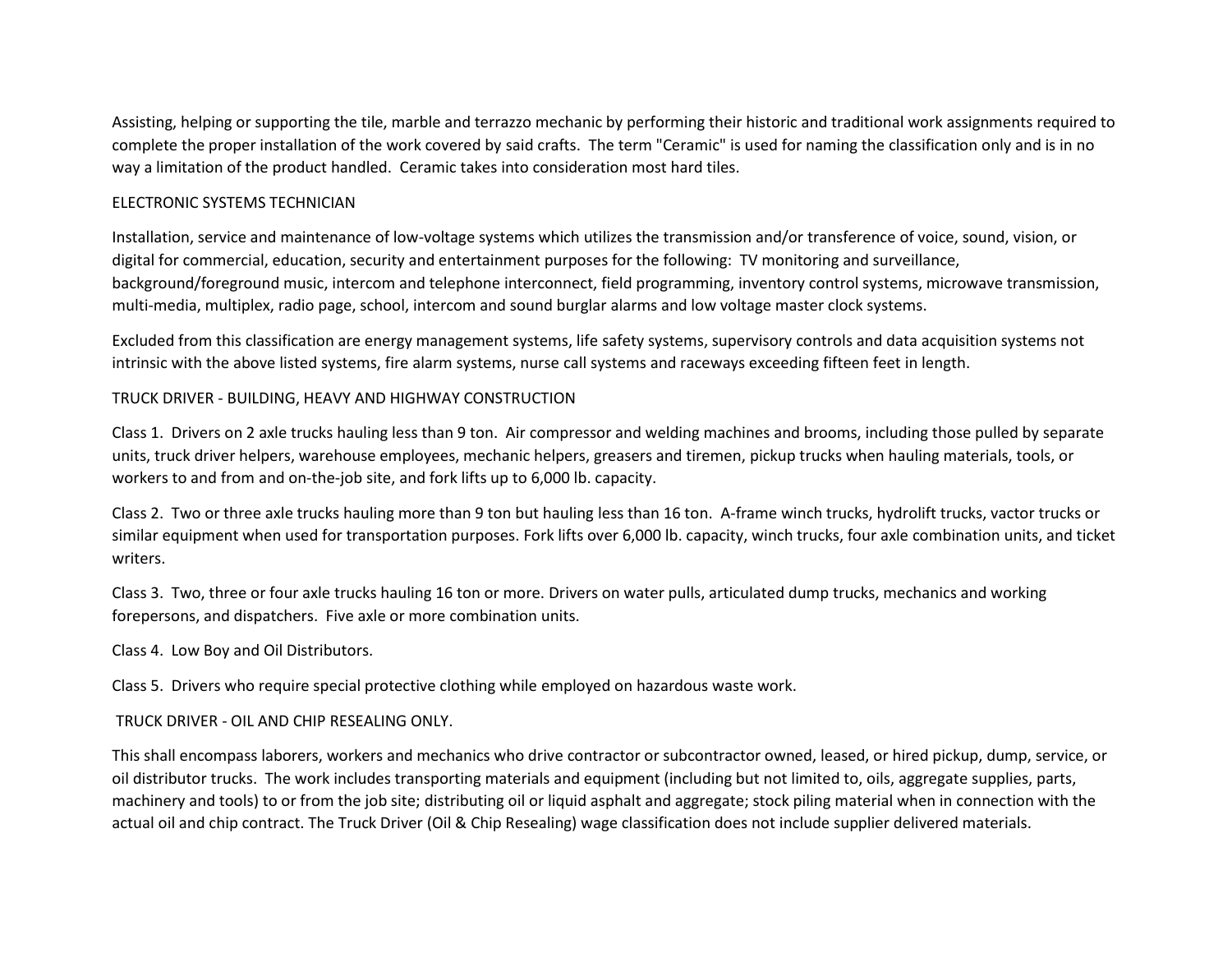Assisting, helping or supporting the tile, marble and terrazzo mechanic by performing their historic and traditional work assignments required to complete the proper installation of the work covered by said crafts. The term "Ceramic" is used for naming the classification only and is in no way a limitation of the product handled. Ceramic takes into consideration most hard tiles.

## ELECTRONIC SYSTEMS TECHNICIAN

Installation, service and maintenance of low-voltage systems which utilizes the transmission and/or transference of voice, sound, vision, or digital for commercial, education, security and entertainment purposes for the following: TV monitoring and surveillance, background/foreground music, intercom and telephone interconnect, field programming, inventory control systems, microwave transmission, multi-media, multiplex, radio page, school, intercom and sound burglar alarms and low voltage master clock systems.

Excluded from this classification are energy management systems, life safety systems, supervisory controls and data acquisition systems not intrinsic with the above listed systems, fire alarm systems, nurse call systems and raceways exceeding fifteen feet in length.

## TRUCK DRIVER - BUILDING, HEAVY AND HIGHWAY CONSTRUCTION

Class 1. Drivers on 2 axle trucks hauling less than 9 ton. Air compressor and welding machines and brooms, including those pulled by separate units, truck driver helpers, warehouse employees, mechanic helpers, greasers and tiremen, pickup trucks when hauling materials, tools, or workers to and from and on-the-job site, and fork lifts up to 6,000 lb. capacity.

Class 2. Two or three axle trucks hauling more than 9 ton but hauling less than 16 ton. A-frame winch trucks, hydrolift trucks, vactor trucks or similar equipment when used for transportation purposes. Fork lifts over 6,000 lb. capacity, winch trucks, four axle combination units, and ticket writers.

Class 3. Two, three or four axle trucks hauling 16 ton or more. Drivers on water pulls, articulated dump trucks, mechanics and working forepersons, and dispatchers. Five axle or more combination units.

Class 4. Low Boy and Oil Distributors.

Class 5. Drivers who require special protective clothing while employed on hazardous waste work.

## TRUCK DRIVER - OIL AND CHIP RESEALING ONLY.

This shall encompass laborers, workers and mechanics who drive contractor or subcontractor owned, leased, or hired pickup, dump, service, or oil distributor trucks. The work includes transporting materials and equipment (including but not limited to, oils, aggregate supplies, parts, machinery and tools) to or from the job site; distributing oil or liquid asphalt and aggregate; stock piling material when in connection with the actual oil and chip contract. The Truck Driver (Oil & Chip Resealing) wage classification does not include supplier delivered materials.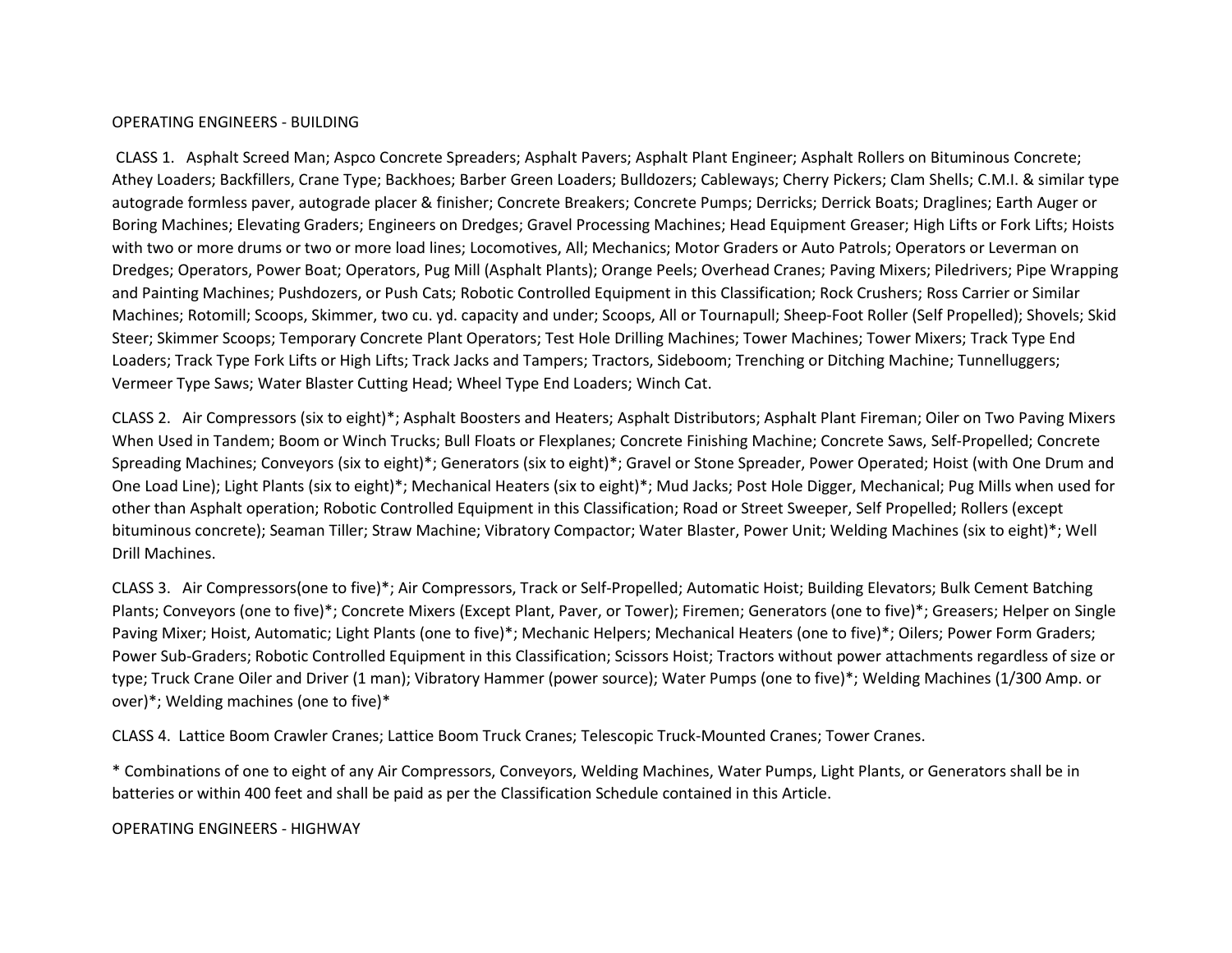## OPERATING ENGINEERS - BUILDING

CLASS 1. Asphalt Screed Man; Aspco Concrete Spreaders; Asphalt Pavers; Asphalt Plant Engineer; Asphalt Rollers on Bituminous Concrete; Athey Loaders; Backfillers, Crane Type; Backhoes; Barber Green Loaders; Bulldozers; Cableways; Cherry Pickers; Clam Shells; C.M.I. & similar type autograde formless paver, autograde placer & finisher; Concrete Breakers; Concrete Pumps; Derricks; Derrick Boats; Draglines; Earth Auger or Boring Machines; Elevating Graders; Engineers on Dredges; Gravel Processing Machines; Head Equipment Greaser; High Lifts or Fork Lifts; Hoists with two or more drums or two or more load lines; Locomotives, All; Mechanics; Motor Graders or Auto Patrols; Operators or Leverman on Dredges; Operators, Power Boat; Operators, Pug Mill (Asphalt Plants); Orange Peels; Overhead Cranes; Paving Mixers; Piledrivers; Pipe Wrapping and Painting Machines; Pushdozers, or Push Cats; Robotic Controlled Equipment in this Classification; Rock Crushers; Ross Carrier or Similar Machines; Rotomill; Scoops, Skimmer, two cu. yd. capacity and under; Scoops, All or Tournapull; Sheep-Foot Roller (Self Propelled); Shovels; Skid Steer; Skimmer Scoops; Temporary Concrete Plant Operators; Test Hole Drilling Machines; Tower Machines; Tower Mixers; Track Type End Loaders; Track Type Fork Lifts or High Lifts; Track Jacks and Tampers; Tractors, Sideboom; Trenching or Ditching Machine; Tunnelluggers; Vermeer Type Saws; Water Blaster Cutting Head; Wheel Type End Loaders; Winch Cat.

CLASS 2. Air Compressors (six to eight)*; Asphalt Boosters and Heaters; Asphalt Distributors; Asphalt Plant Fireman; Oiler on Two Paving Mixers When Used in Tandem; Boom or Winch Trucks; Bull Floats or Flexplanes; Concrete Finishing Machine; Concrete Saws, Self-Propelled; Concrete Spreading Machines; Conveyors (six to eight)*; Generators (six to eight)*; Gravel or Stone Spreader, Power Operated; Hoist (with One Drum and One Load Line); Light Plants (six to eight)*; Mechanical Heaters (six to eight)*; Mud Jacks; Post Hole Digger, Mechanical; Pug Mills when used for other than Asphalt operation; Robotic Controlled Equipment in this Classification; Road or Street Sweeper, Self Propelled; Rollers (except bituminous concrete); Seaman Tiller; Straw Machine; Vibratory Compactor; Water Blaster, Power Unit; Welding Machines (six to eight)*; Well Drill Machines.

CLASS 3. Air Compressors(one to five)*; Air Compressors, Track or Self-Propelled; Automatic Hoist; Building Elevators; Bulk Cement Batching Plants; Conveyors (one to five)*; Concrete Mixers (Except Plant, Paver, or Tower); Firemen; Generators (one to five)*; Greasers; Helper on Single Paving Mixer; Hoist, Automatic; Light Plants (one to five)*; Mechanic Helpers; Mechanical Heaters (one to five)*; Oilers; Power Form Graders; Power Sub-Graders; Robotic Controlled Equipment in this Classification; Scissors Hoist; Tractors without power attachments regardless of size or type; Truck Crane Oiler and Driver (1 man); Vibratory Hammer (power source); Water Pumps (one to five)*; Welding Machines (1/300 Amp. or over)*; Welding machines (one to five)*

CLASS 4. Lattice Boom Crawler Cranes; Lattice Boom Truck Cranes; Telescopic Truck-Mounted Cranes; Tower Cranes.

* Combinations of one to eight of any Air Compressors, Conveyors, Welding Machines, Water Pumps, Light Plants, or Generators shall be in batteries or within 400 feet and shall be paid as per the Classification Schedule contained in this Article.

## OPERATING ENGINEERS - HIGHWAY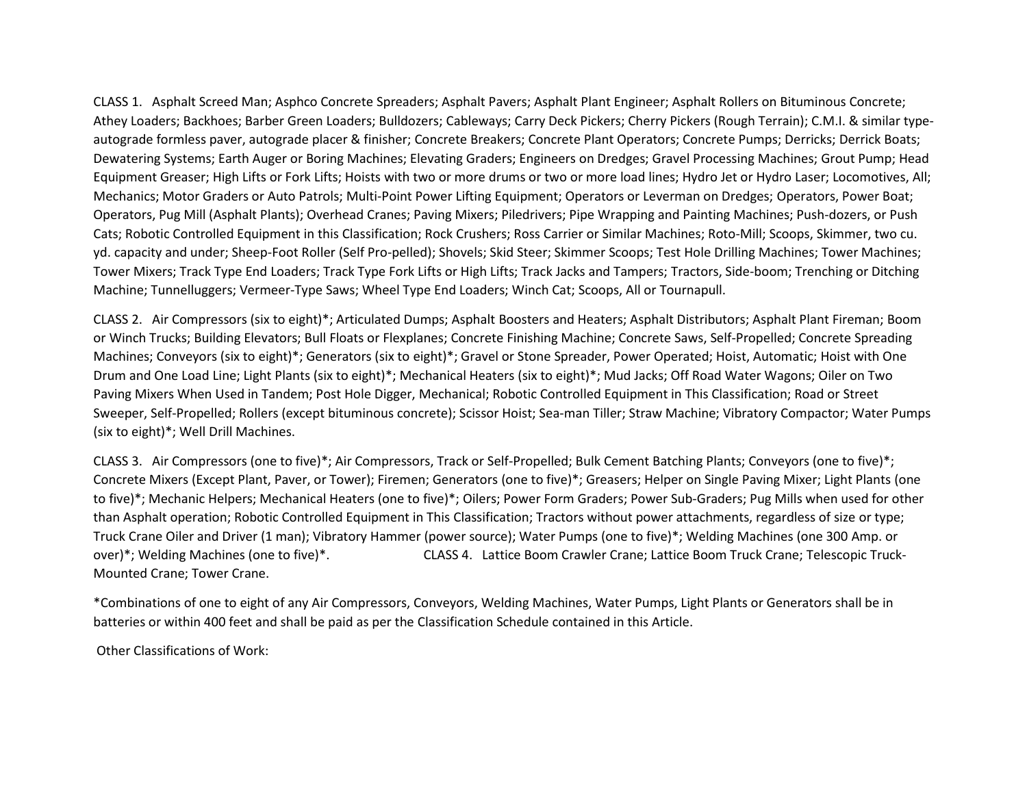CLASS 1. Asphalt Screed Man; Asphco Concrete Spreaders; Asphalt Pavers; Asphalt Plant Engineer; Asphalt Rollers on Bituminous Concrete; Athey Loaders; Backhoes; Barber Green Loaders; Bulldozers; Cableways; Carry Deck Pickers; Cherry Pickers (Rough Terrain); C.M.I. & similar type-autograde formless paver, autograde placer & finisher; Concrete Breakers; Concrete Plant Operators; Concrete Pumps; Derricks; Derrick Boats; Dewatering Systems; Earth Auger or Boring Machines; Elevating Graders; Engineers on Dredges; Gravel Processing Machines; Grout Pump; Head Equipment Greaser; High Lifts or Fork Lifts; Hoists with two or more drums or two or more load lines; Hydro Jet or Hydro Laser; Locomotives, All; Mechanics; Motor Graders or Auto Patrols; Multi-Point Power Lifting Equipment; Operators or Leverman on Dredges; Operators, Power Boat; Operators, Pug Mill (Asphalt Plants); Overhead Cranes; Paving Mixers; Piledrivers; Pipe Wrapping and Painting Machines; Push-dozers, or Push Cats; Robotic Controlled Equipment in this Classification; Rock Crushers; Ross Carrier or Similar Machines; Roto-Mill; Scoops, Skimmer, two cu. yd. capacity and under; Sheep-Foot Roller (Self Pro-pelled); Shovels; Skid Steer; Skimmer Scoops; Test Hole Drilling Machines; Tower Machines; Tower Mixers; Track Type End Loaders; Track Type Fork Lifts or High Lifts; Track Jacks and Tampers; Tractors, Side-boom; Trenching or Ditching Machine; Tunnelluggers; Vermeer-Type Saws; Wheel Type End Loaders; Winch Cat; Scoops, All or Tournapull.

CLASS 2. Air Compressors (six to eight)*; Articulated Dumps; Asphalt Boosters and Heaters; Asphalt Distributors; Asphalt Plant Fireman; Boom or Winch Trucks; Building Elevators; Bull Floats or Flexplanes; Concrete Finishing Machine; Concrete Saws, Self-Propelled; Concrete Spreading Machines; Conveyors (six to eight)*; Generators (six to eight)*; Gravel or Stone Spreader, Power Operated; Hoist, Automatic; Hoist with One Drum and One Load Line; Light Plants (six to eight)*; Mechanical Heaters (six to eight)*; Mud Jacks; Off Road Water Wagons; Oiler on Two Paving Mixers When Used in Tandem; Post Hole Digger, Mechanical; Robotic Controlled Equipment in This Classification; Road or Street Sweeper, Self-Propelled; Rollers (except bituminous concrete); Scissor Hoist; Sea-man Tiller; Straw Machine; Vibratory Compactor; Water Pumps (six to eight)*; Well Drill Machines.

CLASS 3. Air Compressors (one to five)*; Air Compressors, Track or Self-Propelled; Bulk Cement Batching Plants; Conveyors (one to five)*; Concrete Mixers (Except Plant, Paver, or Tower); Firemen; Generators (one to five)*; Greasers; Helper on Single Paving Mixer; Light Plants (one to five)*; Mechanic Helpers; Mechanical Heaters (one to five)*; Oilers; Power Form Graders; Power Sub-Graders; Pug Mills when used for other than Asphalt operation; Robotic Controlled Equipment in This Classification; Tractors without power attachments, regardless of size or type; Truck Crane Oiler and Driver (1 man); Vibratory Hammer (power source); Water Pumps (one to five)*; Welding Machines (one 300 Amp. or over)*; Welding Machines (one to five)*.

CLASS 4. Lattice Boom Crawler Crane; Lattice Boom Truck Crane; Telescopic Truck-Mounted Crane; Tower Crane.

*Combinations of one to eight of any Air Compressors, Conveyors, Welding Machines, Water Pumps, Light Plants or Generators shall be in batteries or within 400 feet and shall be paid as per the Classification Schedule contained in this Article.

Other Classifications of Work: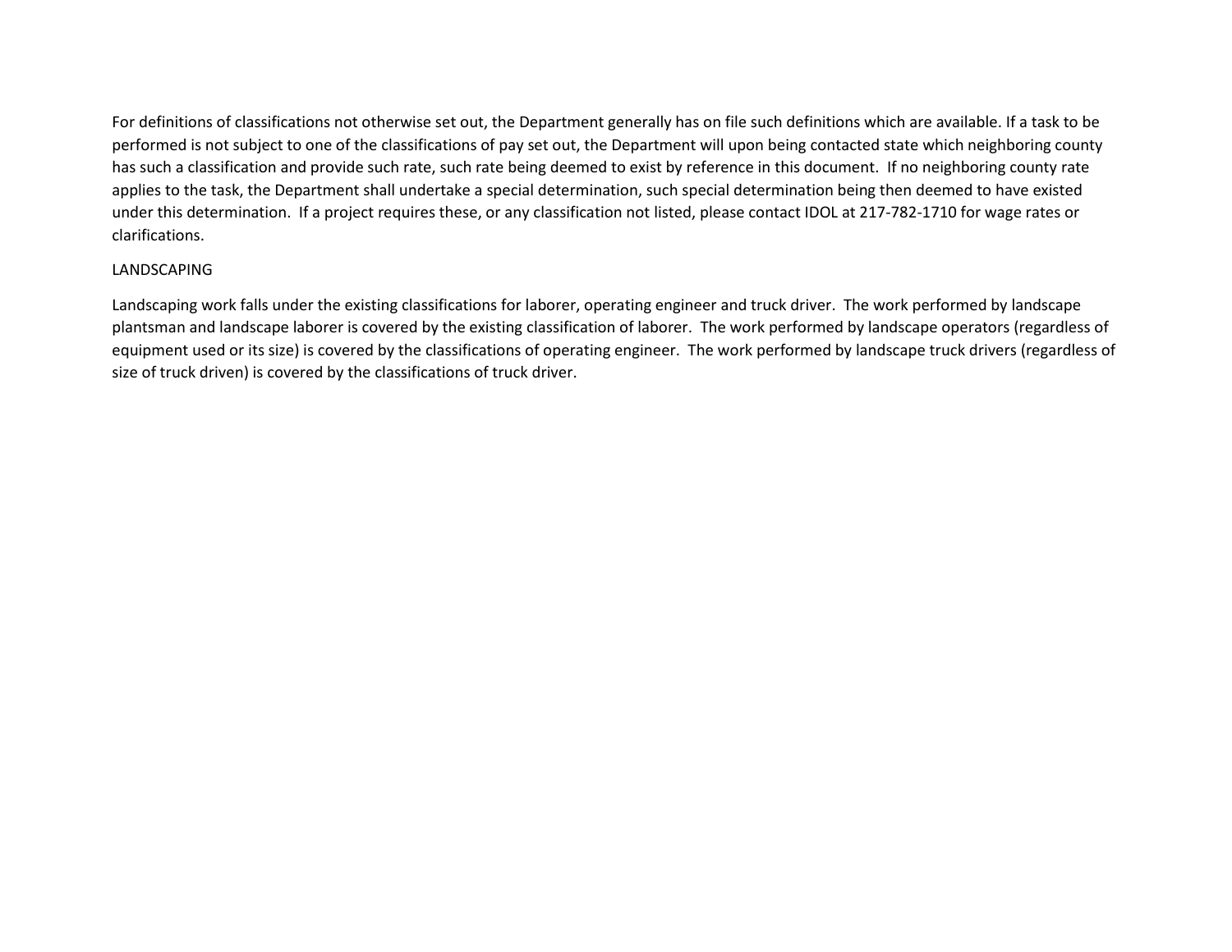For definitions of classifications not otherwise set out, the Department generally has on file such definitions which are available. If a task to be performed is not subject to one of the classifications of pay set out, the Department will upon being contacted state which neighboring county has such a classification and provide such rate, such rate being deemed to exist by reference in this document. If no neighboring county rate applies to the task, the Department shall undertake a special determination, such special determination being then deemed to have existed under this determination. If a project requires these, or any classification not listed, please contact IDOL at 217-782-1710 for wage rates or clarifications.

LANDSCAPING

Landscaping work falls under the existing classifications for laborer, operating engineer and truck driver. The work performed by landscape plantsman and landscape laborer is covered by the existing classification of laborer. The work performed by landscape operators (regardless of equipment used or its size) is covered by the classifications of operating engineer. The work performed by landscape truck drivers (regardless of size of truck driven) is covered by the classifications of truck driver.